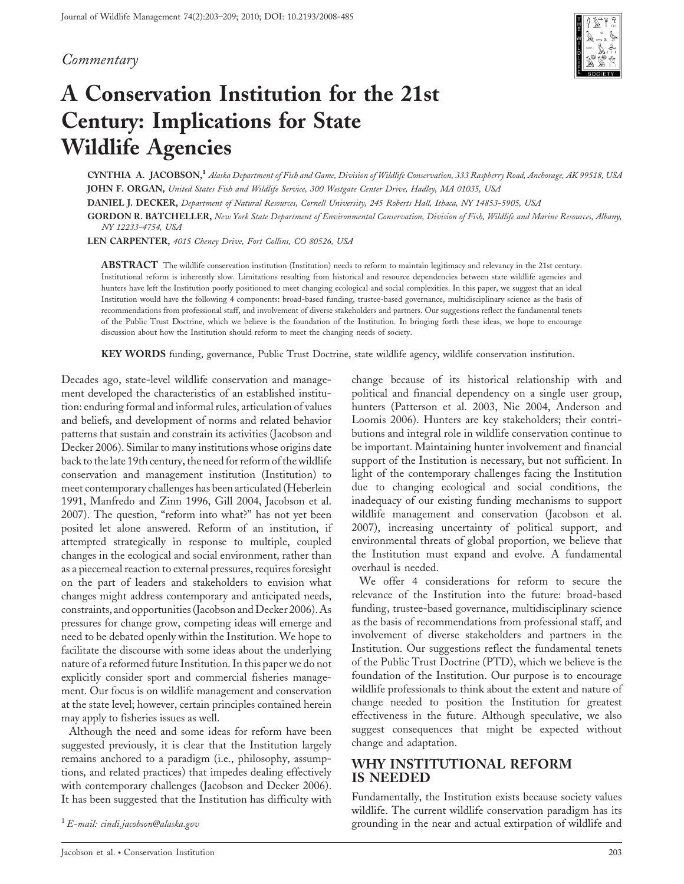*Commentary*

# A Conservation Institution for the 21st Century: Implications for State Wildlife Agencies

**CYNTHIA A. JACOBSON,[1]** *Alaska Department of Fish and Game, Division of Wildlife Conservation, 333 Raspberry Road, Anchorage, AK 99518, USA*

**JOHN F. ORGAN,** *United States Fish and Wildlife Service, 300 Westgate Center Drive, Hadley, MA 01035, USA*

**DANIEL J. DECKER,** *Department of Natural Resources, Cornell University, 245 Roberts Hall, Ithaca, NY 14853-5905, USA*

**GORDON R. BATCHELLER,** *New York State Department of Environmental Conservation, Division of Fish, Wildlife and Marine Resources, Albany, NY 12233-4754, USA*

**LEN CARPENTER,** *4015 Cheney Drive, Fort Collins, CO 80526, USA*

**ABSTRACT** The wildlife conservation institution (Institution) needs to reform to maintain legitimacy and relevancy in the 21st century. Institutional reform is inherently slow. Limitations resulting from historical and resource dependencies between state wildlife agencies and hunters have left the Institution poorly positioned to meet changing ecological and social complexities. In this paper, we suggest that an ideal Institution would have the following 4 components: broad-based funding, trustee-based governance, multidisciplinary science as the basis of recommendations from professional staff, and involvement of diverse stakeholders and partners. Our suggestions reflect the fundamental tenets of the Public Trust Doctrine, which we believe is the foundation of the Institution. In bringing forth these ideas, we hope to encourage discussion about how the Institution should reform to meet the changing needs of society.

**KEY WORDS** funding, governance, Public Trust Doctrine, state wildlife agency, wildlife conservation institution.

Decades ago, state-level wildlife conservation and management developed the characteristics of an established institution: enduring formal and informal rules, articulation of values and beliefs, and development of norms and related behavior patterns that sustain and constrain its activities (Jacobson and Decker 2006). Similar to many institutions whose origins date back to the late 19th century, the need for reform of the wildlife conservation and management institution (Institution) to meet contemporary challenges has been articulated (Heberlein 1991, Manfredo and Zinn 1996, Gill 2004, Jacobson et al. 2007). The question, "reform into what?" has not yet been posited let alone answered. Reform of an institution, if attempted strategically in response to multiple, coupled changes in the ecological and social environment, rather than as a piecemeal reaction to external pressures, requires foresight on the part of leaders and stakeholders to envision what changes might address contemporary and anticipated needs, constraints, and opportunities (Jacobson and Decker 2006). As pressures for change grow, competing ideas will emerge and need to be debated openly within the Institution. We hope to facilitate the discourse with some ideas about the underlying nature of a reformed future Institution. In this paper we do not explicitly consider sport and commercial fisheries management. Our focus is on wildlife management and conservation at the state level; however, certain principles contained herein may apply to fisheries issues as well.

Although the need and some ideas for reform have been suggested previously, it is clear that the Institution largely remains anchored to a paradigm (i.e., philosophy, assumptions, and related practices) that impedes dealing effectively with contemporary challenges (Jacobson and Decker 2006). It has been suggested that the Institution has difficulty with change because of its historical relationship with and political and financial dependency on a single user group, hunters (Patterson et al. 2003, Nie 2004, Anderson and Loomis 2006). Hunters are key stakeholders; their contributions and integral role in wildlife conservation continue to be important. Maintaining hunter involvement and financial support of the Institution is necessary, but not sufficient. In light of the contemporary challenges facing the Institution due to changing ecological and social conditions, the inadequacy of our existing funding mechanisms to support wildlife management and conservation (Jacobson et al. 2007), increasing uncertainty of political support, and environmental threats of global proportion, we believe that the Institution must expand and evolve. A fundamental overhaul is needed.

We offer 4 considerations for reform to secure the relevance of the Institution into the future: broad-based funding, trustee-based governance, multidisciplinary science as the basis of recommendations from professional staff, and involvement of diverse stakeholders and partners in the Institution. Our suggestions reflect the fundamental tenets of the Public Trust Doctrine (PTD), which we believe is the foundation of the Institution. Our purpose is to encourage wildlife professionals to think about the extent and nature of change needed to position the Institution for greatest effectiveness in the future. Although speculative, we also suggest consequences that might be expected without change and adaptation.

## WHY INSTITUTIONAL REFORM IS NEEDED

Fundamentally, the Institution exists because society values wildlife. The current wildlife conservation paradigm has its grounding in the near and actual extirpation of wildlife and

[1] *E-mail: cindi.jacobson@alaska.gov*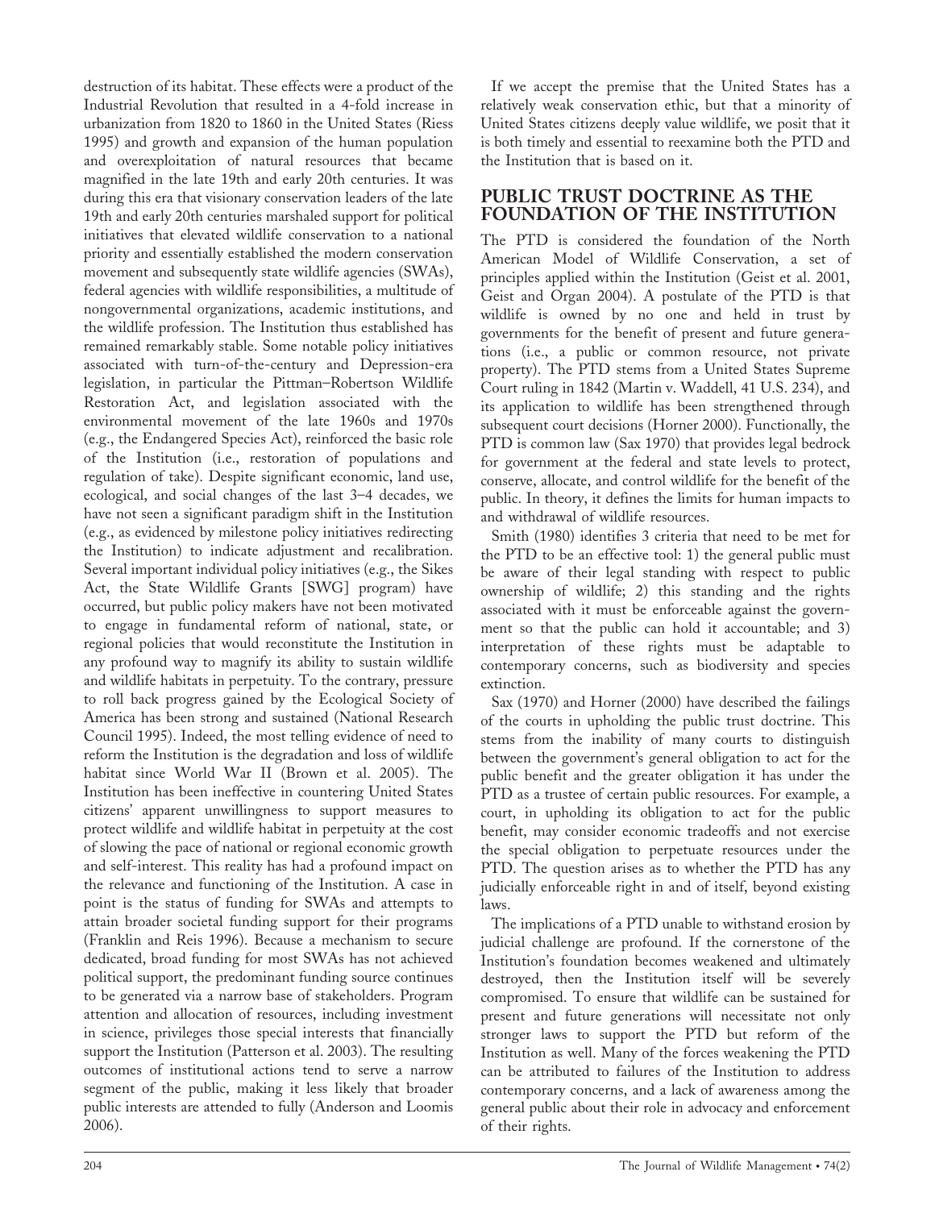destruction of its habitat. These effects were a product of the Industrial Revolution that resulted in a 4-fold increase in urbanization from 1820 to 1860 in the United States (Riess 1995) and growth and expansion of the human population and overexploitation of natural resources that became magnified in the late 19th and early 20th centuries. It was during this era that visionary conservation leaders of the late 19th and early 20th centuries marshaled support for political initiatives that elevated wildlife conservation to a national priority and essentially established the modern conservation movement and subsequently state wildlife agencies (SWAs), federal agencies with wildlife responsibilities, a multitude of nongovernmental organizations, academic institutions, and the wildlife profession. The Institution thus established has remained remarkably stable. Some notable policy initiatives associated with turn-of-the-century and Depression-era legislation, in particular the Pittman–Robertson Wildlife Restoration Act, and legislation associated with the environmental movement of the late 1960s and 1970s (e.g., the Endangered Species Act), reinforced the basic role of the Institution (i.e., restoration of populations and regulation of take). Despite significant economic, land use, ecological, and social changes of the last 3–4 decades, we have not seen a significant paradigm shift in the Institution (e.g., as evidenced by milestone policy initiatives redirecting the Institution) to indicate adjustment and recalibration. Several important individual policy initiatives (e.g., the Sikes Act, the State Wildlife Grants [SWG] program) have occurred, but public policy makers have not been motivated to engage in fundamental reform of national, state, or regional policies that would reconstitute the Institution in any profound way to magnify its ability to sustain wildlife and wildlife habitats in perpetuity. To the contrary, pressure to roll back progress gained by the Ecological Society of America has been strong and sustained (National Research Council 1995). Indeed, the most telling evidence of need to reform the Institution is the degradation and loss of wildlife habitat since World War II (Brown et al. 2005). The Institution has been ineffective in countering United States citizens' apparent unwillingness to support measures to protect wildlife and wildlife habitat in perpetuity at the cost of slowing the pace of national or regional economic growth and self-interest. This reality has had a profound impact on the relevance and functioning of the Institution. A case in point is the status of funding for SWAs and attempts to attain broader societal funding support for their programs (Franklin and Reis 1996). Because a mechanism to secure dedicated, broad funding for most SWAs has not achieved political support, the predominant funding source continues to be generated via a narrow base of stakeholders. Program attention and allocation of resources, including investment in science, privileges those special interests that financially support the Institution (Patterson et al. 2003). The resulting outcomes of institutional actions tend to serve a narrow segment of the public, making it less likely that broader public interests are attended to fully (Anderson and Loomis 2006).

If we accept the premise that the United States has a relatively weak conservation ethic, but that a minority of United States citizens deeply value wildlife, we posit that it is both timely and essential to reexamine both the PTD and the Institution that is based on it.

## PUBLIC TRUST DOCTRINE AS THE FOUNDATION OF THE INSTITUTION

The PTD is considered the foundation of the North American Model of Wildlife Conservation, a set of principles applied within the Institution (Geist et al. 2001, Geist and Organ 2004). A postulate of the PTD is that wildlife is owned by no one and held in trust by governments for the benefit of present and future generations (i.e., a public or common resource, not private property). The PTD stems from a United States Supreme Court ruling in 1842 (Martin v. Waddell, 41 U.S. 234), and its application to wildlife has been strengthened through subsequent court decisions (Horner 2000). Functionally, the PTD is common law (Sax 1970) that provides legal bedrock for government at the federal and state levels to protect, conserve, allocate, and control wildlife for the benefit of the public. In theory, it defines the limits for human impacts to and withdrawal of wildlife resources.

Smith (1980) identifies 3 criteria that need to be met for the PTD to be an effective tool: 1) the general public must be aware of their legal standing with respect to public ownership of wildlife; 2) this standing and the rights associated with it must be enforceable against the government so that the public can hold it accountable; and 3) interpretation of these rights must be adaptable to contemporary concerns, such as biodiversity and species extinction.

Sax (1970) and Horner (2000) have described the failings of the courts in upholding the public trust doctrine. This stems from the inability of many courts to distinguish between the government's general obligation to act for the public benefit and the greater obligation it has under the PTD as a trustee of certain public resources. For example, a court, in upholding its obligation to act for the public benefit, may consider economic tradeoffs and not exercise the special obligation to perpetuate resources under the PTD. The question arises as to whether the PTD has any judicially enforceable right in and of itself, beyond existing laws.

The implications of a PTD unable to withstand erosion by judicial challenge are profound. If the cornerstone of the Institution's foundation becomes weakened and ultimately destroyed, then the Institution itself will be severely compromised. To ensure that wildlife can be sustained for present and future generations will necessitate not only stronger laws to support the PTD but reform of the Institution as well. Many of the forces weakening the PTD can be attributed to failures of the Institution to address contemporary concerns, and a lack of awareness among the general public about their role in advocacy and enforcement of their rights.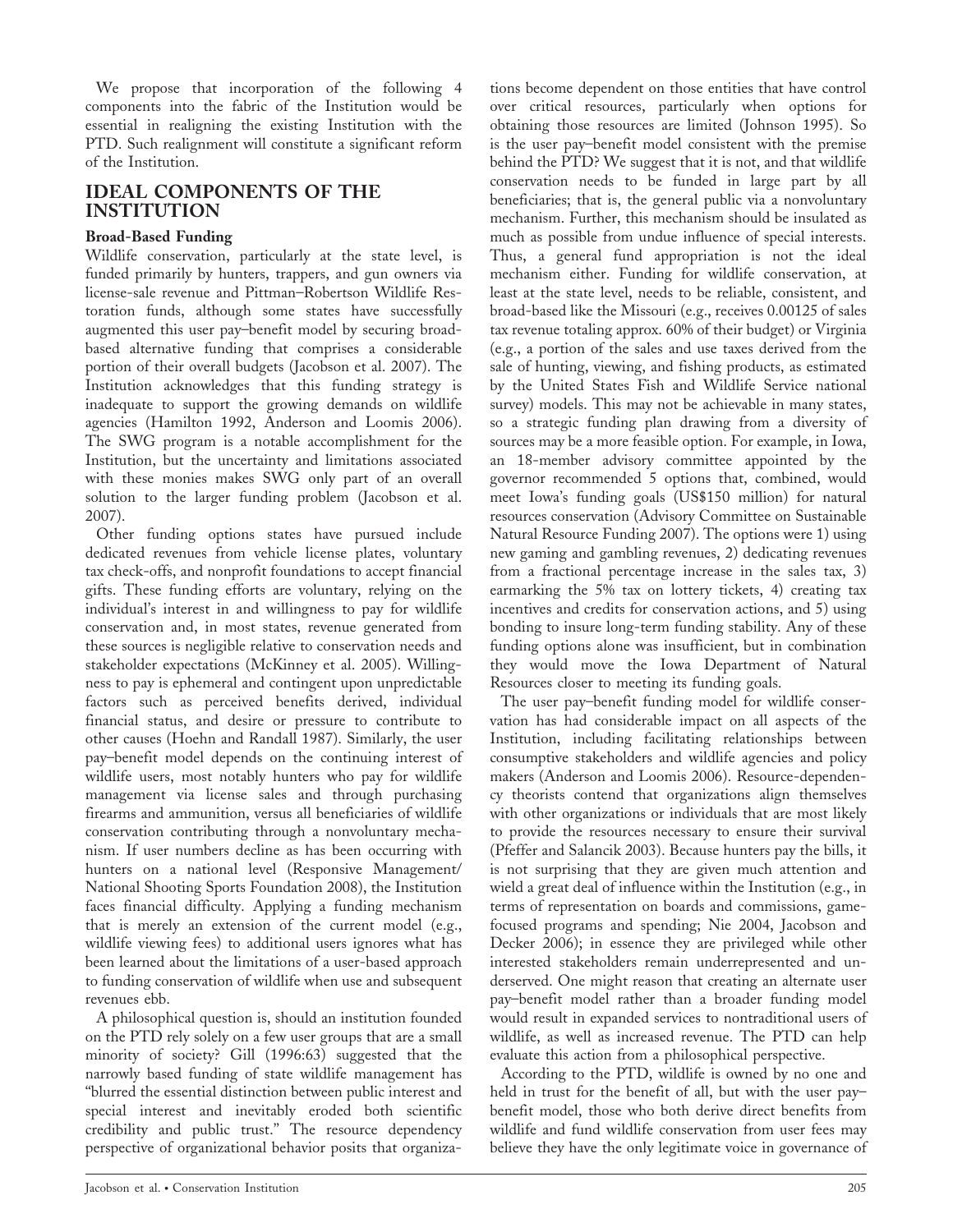We propose that incorporation of the following 4 components into the fabric of the Institution would be essential in realigning the existing Institution with the PTD. Such realignment will constitute a significant reform of the Institution.

## IDEAL COMPONENTS OF THE INSTITUTION

### Broad-Based Funding

Wildlife conservation, particularly at the state level, is funded primarily by hunters, trappers, and gun owners via license-sale revenue and Pittman–Robertson Wildlife Restoration funds, although some states have successfully augmented this user pay–benefit model by securing broad-based alternative funding that comprises a considerable portion of their overall budgets (Jacobson et al. 2007). The Institution acknowledges that this funding strategy is inadequate to support the growing demands on wildlife agencies (Hamilton 1992, Anderson and Loomis 2006). The SWG program is a notable accomplishment for the Institution, but the uncertainty and limitations associated with these monies makes SWG only part of an overall solution to the larger funding problem (Jacobson et al. 2007).

Other funding options states have pursued include dedicated revenues from vehicle license plates, voluntary tax check-offs, and nonprofit foundations to accept financial gifts. These funding efforts are voluntary, relying on the individual's interest in and willingness to pay for wildlife conservation and, in most states, revenue generated from these sources is negligible relative to conservation needs and stakeholder expectations (McKinney et al. 2005). Willingness to pay is ephemeral and contingent upon unpredictable factors such as perceived benefits derived, individual financial status, and desire or pressure to contribute to other causes (Hoehn and Randall 1987). Similarly, the user pay–benefit model depends on the continuing interest of wildlife users, most notably hunters who pay for wildlife management via license sales and through purchasing firearms and ammunition, versus all beneficiaries of wildlife conservation contributing through a nonvoluntary mechanism. If user numbers decline as has been occurring with hunters on a national level (Responsive Management/National Shooting Sports Foundation 2008), the Institution faces financial difficulty. Applying a funding mechanism that is merely an extension of the current model (e.g., wildlife viewing fees) to additional users ignores what has been learned about the limitations of a user-based approach to funding conservation of wildlife when use and subsequent revenues ebb.

A philosophical question is, should an institution founded on the PTD rely solely on a few user groups that are a small minority of society? Gill (1996:63) suggested that the narrowly based funding of state wildlife management has "blurred the essential distinction between public interest and special interest and inevitably eroded both scientific credibility and public trust." The resource dependency perspective of organizational behavior posits that organizations become dependent on those entities that have control over critical resources, particularly when options for obtaining those resources are limited (Johnson 1995). So is the user pay–benefit model consistent with the premise behind the PTD? We suggest that it is not, and that wildlife conservation needs to be funded in large part by all beneficiaries; that is, the general public via a nonvoluntary mechanism. Further, this mechanism should be insulated as much as possible from undue influence of special interests. Thus, a general fund appropriation is not the ideal mechanism either. Funding for wildlife conservation, at least at the state level, needs to be reliable, consistent, and broad-based like the Missouri (e.g., receives 0.00125 of sales tax revenue totaling approx. 60% of their budget) or Virginia (e.g., a portion of the sales and use taxes derived from the sale of hunting, viewing, and fishing products, as estimated by the United States Fish and Wildlife Service national survey) models. This may not be achievable in many states, so a strategic funding plan drawing from a diversity of sources may be a more feasible option. For example, in Iowa, an 18-member advisory committee appointed by the governor recommended 5 options that, combined, would meet Iowa's funding goals (US$150 million) for natural resources conservation (Advisory Committee on Sustainable Natural Resource Funding 2007). The options were 1) using new gaming and gambling revenues, 2) dedicating revenues from a fractional percentage increase in the sales tax, 3) earmarking the 5% tax on lottery tickets, 4) creating tax incentives and credits for conservation actions, and 5) using bonding to insure long-term funding stability. Any of these funding options alone was insufficient, but in combination they would move the Iowa Department of Natural Resources closer to meeting its funding goals.

The user pay–benefit funding model for wildlife conservation has had considerable impact on all aspects of the Institution, including facilitating relationships between consumptive stakeholders and wildlife agencies and policy makers (Anderson and Loomis 2006). Resource-dependency theorists contend that organizations align themselves with other organizations or individuals that are most likely to provide the resources necessary to ensure their survival (Pfeffer and Salancik 2003). Because hunters pay the bills, it is not surprising that they are given much attention and wield a great deal of influence within the Institution (e.g., in terms of representation on boards and commissions, game-focused programs and spending; Nie 2004, Jacobson and Decker 2006); in essence they are privileged while other interested stakeholders remain underrepresented and underserved. One might reason that creating an alternate user pay–benefit model rather than a broader funding model would result in expanded services to nontraditional users of wildlife, as well as increased revenue. The PTD can help evaluate this action from a philosophical perspective.

According to the PTD, wildlife is owned by no one and held in trust for the benefit of all, but with the user pay–benefit model, those who both derive direct benefits from wildlife and fund wildlife conservation from user fees may believe they have the only legitimate voice in governance of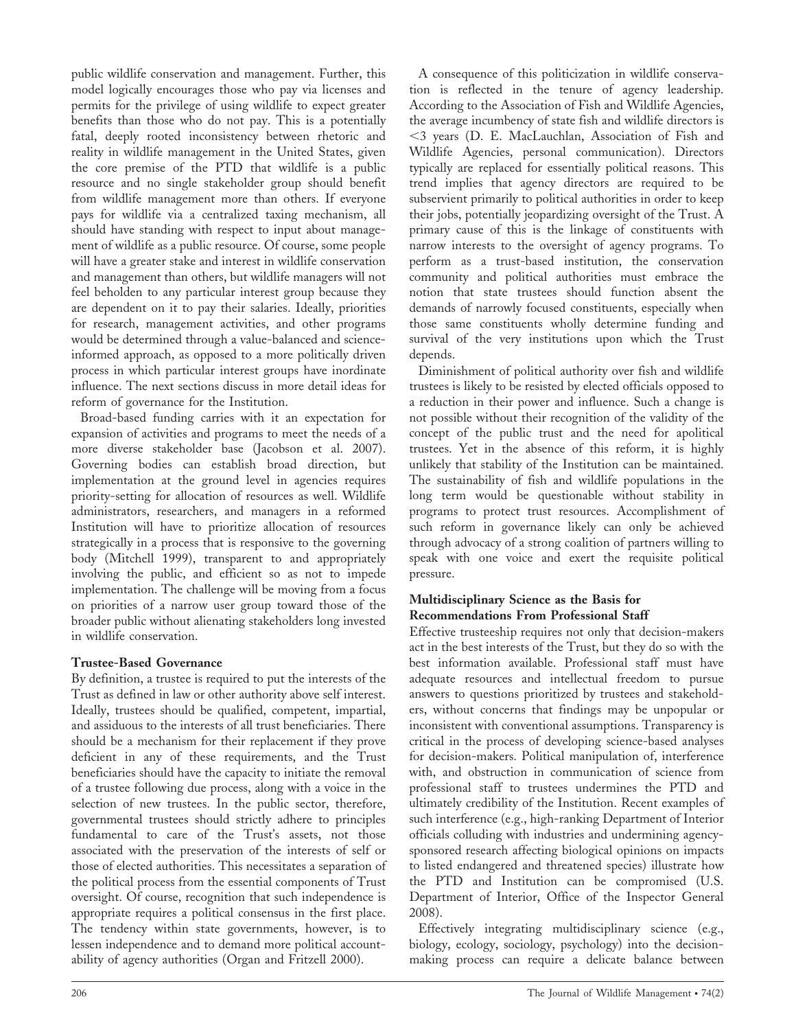public wildlife conservation and management. Further, this model logically encourages those who pay via licenses and permits for the privilege of using wildlife to expect greater benefits than those who do not pay. This is a potentially fatal, deeply rooted inconsistency between rhetoric and reality in wildlife management in the United States, given the core premise of the PTD that wildlife is a public resource and no single stakeholder group should benefit from wildlife management more than others. If everyone pays for wildlife via a centralized taxing mechanism, all should have standing with respect to input about management of wildlife as a public resource. Of course, some people will have a greater stake and interest in wildlife conservation and management than others, but wildlife managers will not feel beholden to any particular interest group because they are dependent on it to pay their salaries. Ideally, priorities for research, management activities, and other programs would be determined through a value-balanced and science-informed approach, as opposed to a more politically driven process in which particular interest groups have inordinate influence. The next sections discuss in more detail ideas for reform of governance for the Institution.

Broad-based funding carries with it an expectation for expansion of activities and programs to meet the needs of a more diverse stakeholder base (Jacobson et al. 2007). Governing bodies can establish broad direction, but implementation at the ground level in agencies requires priority-setting for allocation of resources as well. Wildlife administrators, researchers, and managers in a reformed Institution will have to prioritize allocation of resources strategically in a process that is responsive to the governing body (Mitchell 1999), transparent to and appropriately involving the public, and efficient so as not to impede implementation. The challenge will be moving from a focus on priorities of a narrow user group toward those of the broader public without alienating stakeholders long invested in wildlife conservation.

### Trustee-Based Governance

By definition, a trustee is required to put the interests of the Trust as defined in law or other authority above self interest. Ideally, trustees should be qualified, competent, impartial, and assiduous to the interests of all trust beneficiaries. There should be a mechanism for their replacement if they prove deficient in any of these requirements, and the Trust beneficiaries should have the capacity to initiate the removal of a trustee following due process, along with a voice in the selection of new trustees. In the public sector, therefore, governmental trustees should strictly adhere to principles fundamental to care of the Trust's assets, not those associated with the preservation of the interests of self or those of elected authorities. This necessitates a separation of the political process from the essential components of Trust oversight. Of course, recognition that such independence is appropriate requires a political consensus in the first place. The tendency within state governments, however, is to lessen independence and to demand more political accountability of agency authorities (Organ and Fritzell 2000).

A consequence of this politicization in wildlife conservation is reflected in the tenure of agency leadership. According to the Association of Fish and Wildlife Agencies, the average incumbency of state fish and wildlife directors is <3 years (D. E. MacLauchlan, Association of Fish and Wildlife Agencies, personal communication). Directors typically are replaced for essentially political reasons. This trend implies that agency directors are required to be subservient primarily to political authorities in order to keep their jobs, potentially jeopardizing oversight of the Trust. A primary cause of this is the linkage of constituents with narrow interests to the oversight of agency programs. To perform as a trust-based institution, the conservation community and political authorities must embrace the notion that state trustees should function absent the demands of narrowly focused constituents, especially when those same constituents wholly determine funding and survival of the very institutions upon which the Trust depends.

Diminishment of political authority over fish and wildlife trustees is likely to be resisted by elected officials opposed to a reduction in their power and influence. Such a change is not possible without their recognition of the validity of the concept of the public trust and the need for apolitical trustees. Yet in the absence of this reform, it is highly unlikely that stability of the Institution can be maintained. The sustainability of fish and wildlife populations in the long term would be questionable without stability in programs to protect trust resources. Accomplishment of such reform in governance likely can only be achieved through advocacy of a strong coalition of partners willing to speak with one voice and exert the requisite political pressure.

### Multidisciplinary Science as the Basis for Recommendations From Professional Staff

Effective trusteeship requires not only that decision-makers act in the best interests of the Trust, but they do so with the best information available. Professional staff must have adequate resources and intellectual freedom to pursue answers to questions prioritized by trustees and stakeholders, without concerns that findings may be unpopular or inconsistent with conventional assumptions. Transparency is critical in the process of developing science-based analyses for decision-makers. Political manipulation of, interference with, and obstruction in communication of science from professional staff to trustees undermines the PTD and ultimately credibility of the Institution. Recent examples of such interference (e.g., high-ranking Department of Interior officials colluding with industries and undermining agency-sponsored research affecting biological opinions on impacts to listed endangered and threatened species) illustrate how the PTD and Institution can be compromised (U.S. Department of Interior, Office of the Inspector General 2008).

Effectively integrating multidisciplinary science (e.g., biology, ecology, sociology, psychology) into the decision-making process can require a delicate balance between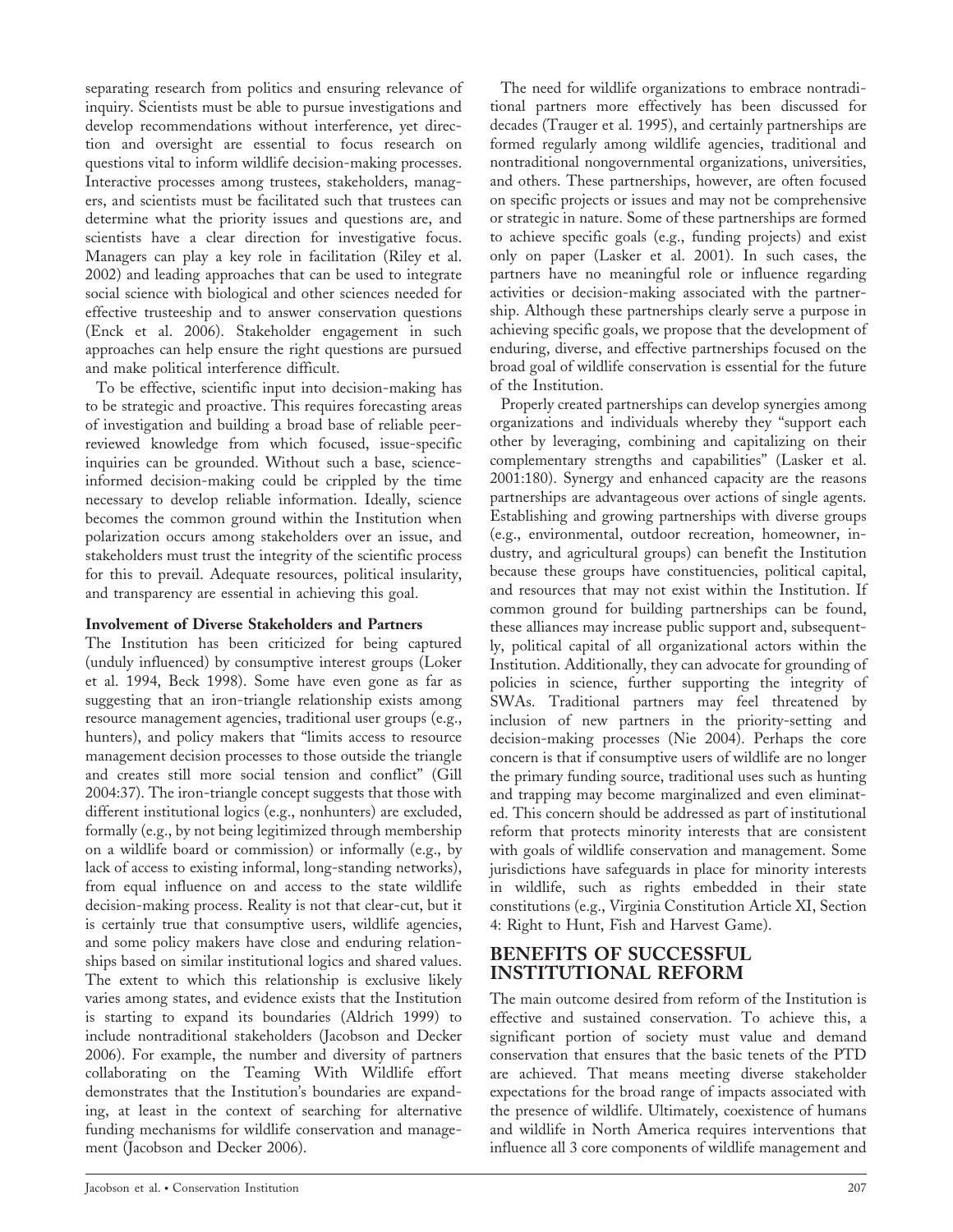separating research from politics and ensuring relevance of inquiry. Scientists must be able to pursue investigations and develop recommendations without interference, yet direction and oversight are essential to focus research on questions vital to inform wildlife decision-making processes. Interactive processes among trustees, stakeholders, managers, and scientists must be facilitated such that trustees can determine what the priority issues and questions are, and scientists have a clear direction for investigative focus. Managers can play a key role in facilitation (Riley et al. 2002) and leading approaches that can be used to integrate social science with biological and other sciences needed for effective trusteeship and to answer conservation questions (Enck et al. 2006). Stakeholder engagement in such approaches can help ensure the right questions are pursued and make political interference difficult.

To be effective, scientific input into decision-making has to be strategic and proactive. This requires forecasting areas of investigation and building a broad base of reliable peer-reviewed knowledge from which focused, issue-specific inquiries can be grounded. Without such a base, science-informed decision-making could be crippled by the time necessary to develop reliable information. Ideally, science becomes the common ground within the Institution when polarization occurs among stakeholders over an issue, and stakeholders must trust the integrity of the scientific process for this to prevail. Adequate resources, political insularity, and transparency are essential in achieving this goal.

### Involvement of Diverse Stakeholders and Partners

The Institution has been criticized for being captured (unduly influenced) by consumptive interest groups (Loker et al. 1994, Beck 1998). Some have even gone as far as suggesting that an iron-triangle relationship exists among resource management agencies, traditional user groups (e.g., hunters), and policy makers that "limits access to resource management decision processes to those outside the triangle and creates still more social tension and conflict" (Gill 2004:37). The iron-triangle concept suggests that those with different institutional logics (e.g., nonhunters) are excluded, formally (e.g., by not being legitimized through membership on a wildlife board or commission) or informally (e.g., by lack of access to existing informal, long-standing networks), from equal influence on and access to the state wildlife decision-making process. Reality is not that clear-cut, but it is certainly true that consumptive users, wildlife agencies, and some policy makers have close and enduring relationships based on similar institutional logics and shared values. The extent to which this relationship is exclusive likely varies among states, and evidence exists that the Institution is starting to expand its boundaries (Aldrich 1999) to include nontraditional stakeholders (Jacobson and Decker 2006). For example, the number and diversity of partners collaborating on the Teaming With Wildlife effort demonstrates that the Institution's boundaries are expanding, at least in the context of searching for alternative funding mechanisms for wildlife conservation and management (Jacobson and Decker 2006).

The need for wildlife organizations to embrace nontraditional partners more effectively has been discussed for decades (Trauger et al. 1995), and certainly partnerships are formed regularly among wildlife agencies, traditional and nontraditional nongovernmental organizations, universities, and others. These partnerships, however, are often focused on specific projects or issues and may not be comprehensive or strategic in nature. Some of these partnerships are formed to achieve specific goals (e.g., funding projects) and exist only on paper (Lasker et al. 2001). In such cases, the partners have no meaningful role or influence regarding activities or decision-making associated with the partnership. Although these partnerships clearly serve a purpose in achieving specific goals, we propose that the development of enduring, diverse, and effective partnerships focused on the broad goal of wildlife conservation is essential for the future of the Institution.

Properly created partnerships can develop synergies among organizations and individuals whereby they "support each other by leveraging, combining and capitalizing on their complementary strengths and capabilities" (Lasker et al. 2001:180). Synergy and enhanced capacity are the reasons partnerships are advantageous over actions of single agents. Establishing and growing partnerships with diverse groups (e.g., environmental, outdoor recreation, homeowner, industry, and agricultural groups) can benefit the Institution because these groups have constituencies, political capital, and resources that may not exist within the Institution. If common ground for building partnerships can be found, these alliances may increase public support and, subsequently, political capital of all organizational actors within the Institution. Additionally, they can advocate for grounding of policies in science, further supporting the integrity of SWAs. Traditional partners may feel threatened by inclusion of new partners in the priority-setting and decision-making processes (Nie 2004). Perhaps the core concern is that if consumptive users of wildlife are no longer the primary funding source, traditional uses such as hunting and trapping may become marginalized and even eliminated. This concern should be addressed as part of institutional reform that protects minority interests that are consistent with goals of wildlife conservation and management. Some jurisdictions have safeguards in place for minority interests in wildlife, such as rights embedded in their state constitutions (e.g., Virginia Constitution Article XI, Section 4: Right to Hunt, Fish and Harvest Game).

## BENEFITS OF SUCCESSFUL INSTITUTIONAL REFORM

The main outcome desired from reform of the Institution is effective and sustained conservation. To achieve this, a significant portion of society must value and demand conservation that ensures that the basic tenets of the PTD are achieved. That means meeting diverse stakeholder expectations for the broad range of impacts associated with the presence of wildlife. Ultimately, coexistence of humans and wildlife in North America requires interventions that influence all 3 core components of wildlife management and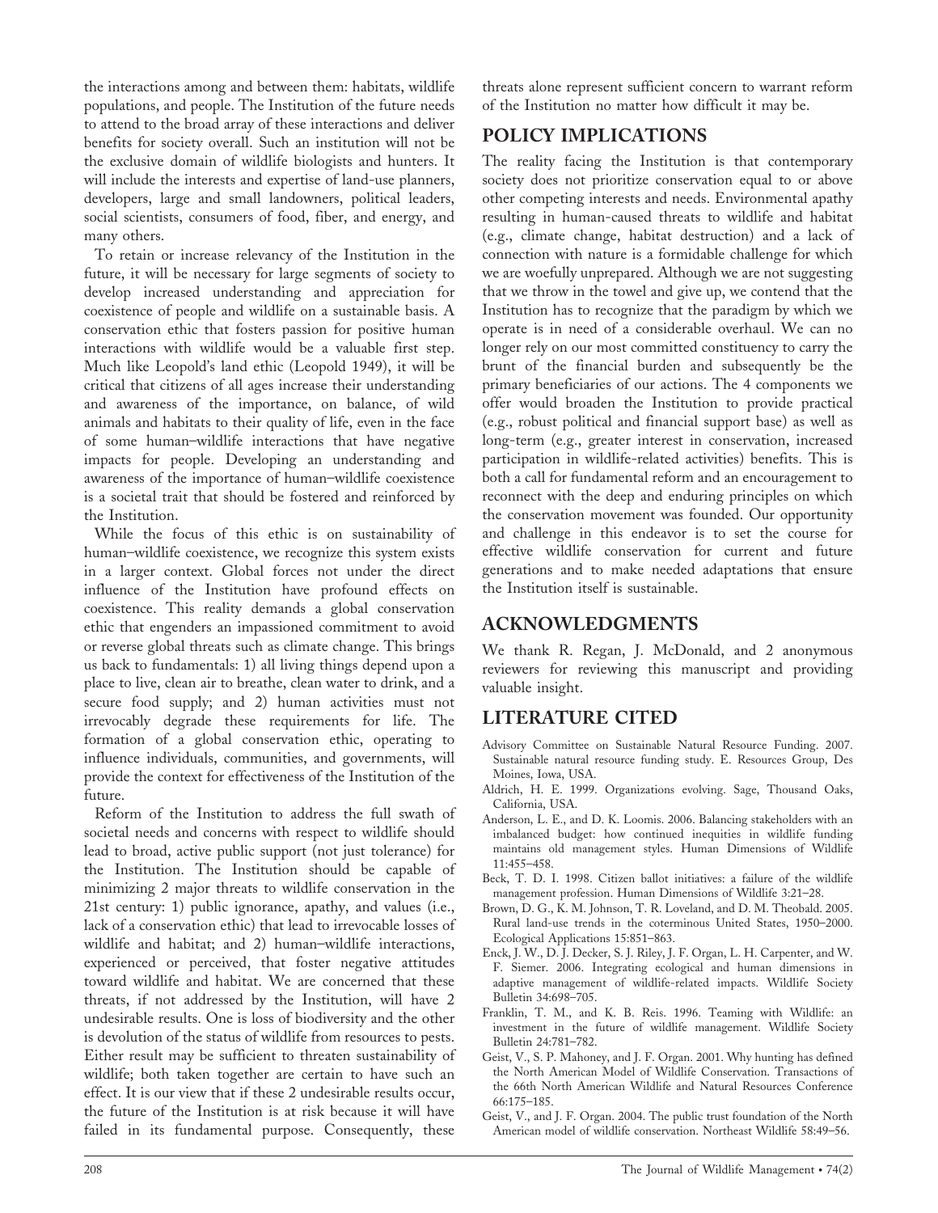the interactions among and between them: habitats, wildlife populations, and people. The Institution of the future needs to attend to the broad array of these interactions and deliver benefits for society overall. Such an institution will not be the exclusive domain of wildlife biologists and hunters. It will include the interests and expertise of land-use planners, developers, large and small landowners, political leaders, social scientists, consumers of food, fiber, and energy, and many others.

To retain or increase relevancy of the Institution in the future, it will be necessary for large segments of society to develop increased understanding and appreciation for coexistence of people and wildlife on a sustainable basis. A conservation ethic that fosters passion for positive human interactions with wildlife would be a valuable first step. Much like Leopold's land ethic (Leopold 1949), it will be critical that citizens of all ages increase their understanding and awareness of the importance, on balance, of wild animals and habitats to their quality of life, even in the face of some human–wildlife interactions that have negative impacts for people. Developing an understanding and awareness of the importance of human–wildlife coexistence is a societal trait that should be fostered and reinforced by the Institution.

While the focus of this ethic is on sustainability of human–wildlife coexistence, we recognize this system exists in a larger context. Global forces not under the direct influence of the Institution have profound effects on coexistence. This reality demands a global conservation ethic that engenders an impassioned commitment to avoid or reverse global threats such as climate change. This brings us back to fundamentals: 1) all living things depend upon a place to live, clean air to breathe, clean water to drink, and a secure food supply; and 2) human activities must not irrevocably degrade these requirements for life. The formation of a global conservation ethic, operating to influence individuals, communities, and governments, will provide the context for effectiveness of the Institution of the future.

Reform of the Institution to address the full swath of societal needs and concerns with respect to wildlife should lead to broad, active public support (not just tolerance) for the Institution. The Institution should be capable of minimizing 2 major threats to wildlife conservation in the 21st century: 1) public ignorance, apathy, and values (i.e., lack of a conservation ethic) that lead to irrevocable losses of wildlife and habitat; and 2) human–wildlife interactions, experienced or perceived, that foster negative attitudes toward wildlife and habitat. We are concerned that these threats, if not addressed by the Institution, will have 2 undesirable results. One is loss of biodiversity and the other is devolution of the status of wildlife from resources to pests. Either result may be sufficient to threaten sustainability of wildlife; both taken together are certain to have such an effect. It is our view that if these 2 undesirable results occur, the future of the Institution is at risk because it will have failed in its fundamental purpose. Consequently, these threats alone represent sufficient concern to warrant reform of the Institution no matter how difficult it may be.

## POLICY IMPLICATIONS

The reality facing the Institution is that contemporary society does not prioritize conservation equal to or above other competing interests and needs. Environmental apathy resulting in human-caused threats to wildlife and habitat (e.g., climate change, habitat destruction) and a lack of connection with nature is a formidable challenge for which we are woefully unprepared. Although we are not suggesting that we throw in the towel and give up, we contend that the Institution has to recognize that the paradigm by which we operate is in need of a considerable overhaul. We can no longer rely on our most committed constituency to carry the brunt of the financial burden and subsequently be the primary beneficiaries of our actions. The 4 components we offer would broaden the Institution to provide practical (e.g., robust political and financial support base) as well as long-term (e.g., greater interest in conservation, increased participation in wildlife-related activities) benefits. This is both a call for fundamental reform and an encouragement to reconnect with the deep and enduring principles on which the conservation movement was founded. Our opportunity and challenge in this endeavor is to set the course for effective wildlife conservation for current and future generations and to make needed adaptations that ensure the Institution itself is sustainable.

## ACKNOWLEDGMENTS

We thank R. Regan, J. McDonald, and 2 anonymous reviewers for reviewing this manuscript and providing valuable insight.

## LITERATURE CITED

Advisory Committee on Sustainable Natural Resource Funding. 2007. Sustainable natural resource funding study. E. Resources Group, Des Moines, Iowa, USA.

Aldrich, H. E. 1999. Organizations evolving. Sage, Thousand Oaks, California, USA.

Anderson, L. E., and D. K. Loomis. 2006. Balancing stakeholders with an imbalanced budget: how continued inequities in wildlife funding maintains old management styles. Human Dimensions of Wildlife 11:455–458.

Beck, T. D. I. 1998. Citizen ballot initiatives: a failure of the wildlife management profession. Human Dimensions of Wildlife 3:21–28.

Brown, D. G., K. M. Johnson, T. R. Loveland, and D. M. Theobald. 2005. Rural land-use trends in the coterminous United States, 1950–2000. Ecological Applications 15:851–863.

Enck, J. W., D. J. Decker, S. J. Riley, J. F. Organ, L. H. Carpenter, and W. F. Siemer. 2006. Integrating ecological and human dimensions in adaptive management of wildlife-related impacts. Wildlife Society Bulletin 34:698–705.

Franklin, T. M., and K. B. Reis. 1996. Teaming with Wildlife: an investment in the future of wildlife management. Wildlife Society Bulletin 24:781–782.

Geist, V., S. P. Mahoney, and J. F. Organ. 2001. Why hunting has defined the North American Model of Wildlife Conservation. Transactions of the 66th North American Wildlife and Natural Resources Conference 66:175–185.

Geist, V., and J. F. Organ. 2004. The public trust foundation of the North American model of wildlife conservation. Northeast Wildlife 58:49–56.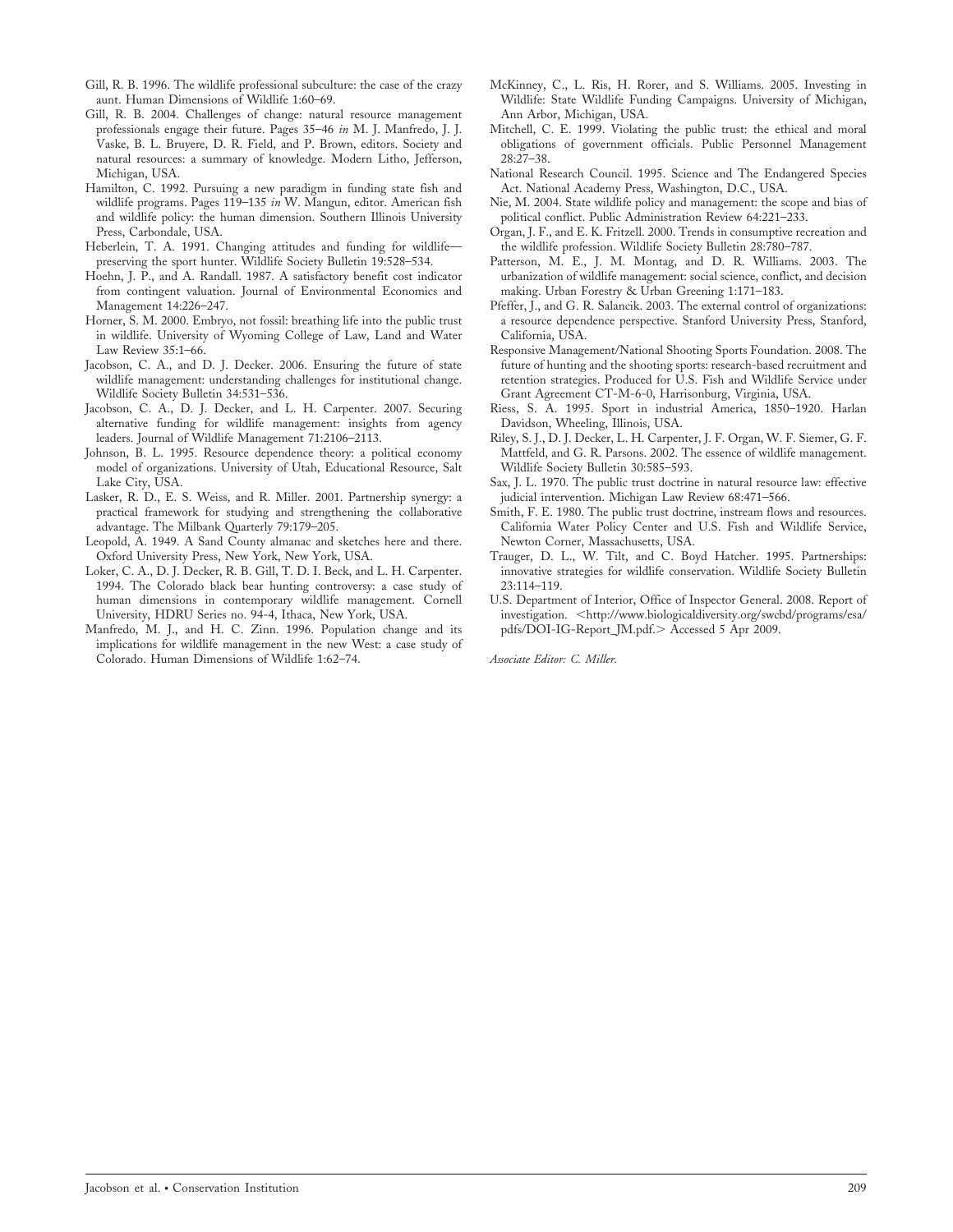Gill, R. B. 1996. The wildlife professional subculture: the case of the crazy aunt. Human Dimensions of Wildlife 1:60–69.

Gill, R. B. 2004. Challenges of change: natural resource management professionals engage their future. Pages 35–46 *in* M. J. Manfredo, J. J. Vaske, B. L. Bruyere, D. R. Field, and P. Brown, editors. Society and natural resources: a summary of knowledge. Modern Litho, Jefferson, Michigan, USA.

Hamilton, C. 1992. Pursuing a new paradigm in funding state fish and wildlife programs. Pages 119–135 *in* W. Mangun, editor. American fish and wildlife policy: the human dimension. Southern Illinois University Press, Carbondale, USA.

Heberlein, T. A. 1991. Changing attitudes and funding for wildlife—preserving the sport hunter. Wildlife Society Bulletin 19:528–534.

Hoehn, J. P., and A. Randall. 1987. A satisfactory benefit cost indicator from contingent valuation. Journal of Environmental Economics and Management 14:226–247.

Horner, S. M. 2000. Embryo, not fossil: breathing life into the public trust in wildlife. University of Wyoming College of Law, Land and Water Law Review 35:1–66.

Jacobson, C. A., and D. J. Decker. 2006. Ensuring the future of state wildlife management: understanding challenges for institutional change. Wildlife Society Bulletin 34:531–536.

Jacobson, C. A., D. J. Decker, and L. H. Carpenter. 2007. Securing alternative funding for wildlife management: insights from agency leaders. Journal of Wildlife Management 71:2106–2113.

Johnson, B. L. 1995. Resource dependence theory: a political economy model of organizations. University of Utah, Educational Resource, Salt Lake City, USA.

Lasker, R. D., E. S. Weiss, and R. Miller. 2001. Partnership synergy: a practical framework for studying and strengthening the collaborative advantage. The Milbank Quarterly 79:179–205.

Leopold, A. 1949. A Sand County almanac and sketches here and there. Oxford University Press, New York, New York, USA.

Loker, C. A., D. J. Decker, R. B. Gill, T. D. I. Beck, and L. H. Carpenter. 1994. The Colorado black bear hunting controversy: a case study of human dimensions in contemporary wildlife management. Cornell University, HDRU Series no. 94-4, Ithaca, New York, USA.

Manfredo, M. J., and H. C. Zinn. 1996. Population change and its implications for wildlife management in the new West: a case study of Colorado. Human Dimensions of Wildlife 1:62–74.

McKinney, C., L. Ris, H. Rorer, and S. Williams. 2005. Investing in Wildlife: State Wildlife Funding Campaigns. University of Michigan, Ann Arbor, Michigan, USA.

Mitchell, C. E. 1999. Violating the public trust: the ethical and moral obligations of government officials. Public Personnel Management 28:27–38.

National Research Council. 1995. Science and The Endangered Species Act. National Academy Press, Washington, D.C., USA.

Nie, M. 2004. State wildlife policy and management: the scope and bias of political conflict. Public Administration Review 64:221–233.

Organ, J. F., and E. K. Fritzell. 2000. Trends in consumptive recreation and the wildlife profession. Wildlife Society Bulletin 28:780–787.

Patterson, M. E., J. M. Montag, and D. R. Williams. 2003. The urbanization of wildlife management: social science, conflict, and decision making. Urban Forestry & Urban Greening 1:171–183.

Pfeffer, J., and G. R. Salancik. 2003. The external control of organizations: a resource dependence perspective. Stanford University Press, Stanford, California, USA.

Responsive Management/National Shooting Sports Foundation. 2008. The future of hunting and the shooting sports: research-based recruitment and retention strategies. Produced for U.S. Fish and Wildlife Service under Grant Agreement CT-M-6-0, Harrisonburg, Virginia, USA.

Riess, S. A. 1995. Sport in industrial America, 1850–1920. Harlan Davidson, Wheeling, Illinois, USA.

Riley, S. J., D. J. Decker, L. H. Carpenter, J. F. Organ, W. F. Siemer, G. F. Mattfeld, and G. R. Parsons. 2002. The essence of wildlife management. Wildlife Society Bulletin 30:585–593.

Sax, J. L. 1970. The public trust doctrine in natural resource law: effective judicial intervention. Michigan Law Review 68:471–566.

Smith, F. E. 1980. The public trust doctrine, instream flows and resources. California Water Policy Center and U.S. Fish and Wildlife Service, Newton Corner, Massachusetts, USA.

Trauger, D. L., W. Tilt, and C. Boyd Hatcher. 1995. Partnerships: innovative strategies for wildlife conservation. Wildlife Society Bulletin 23:114–119.

U.S. Department of Interior, Office of Inspector General. 2008. Report of investigation. <http://www.biologicaldiversity.org/swcbd/programs/esa/pdfs/DOI-IG-Report_JM.pdf.> Accessed 5 Apr 2009.

*Associate Editor: C. Miller.*